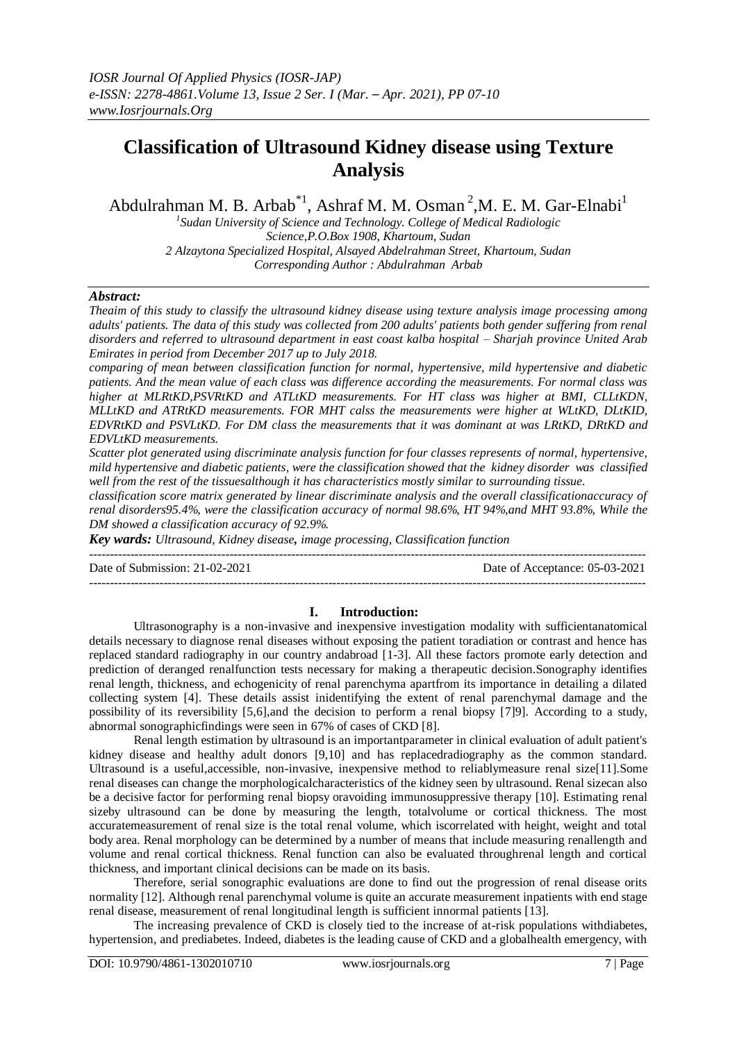# Classification of Ultrasound Kidney disease using Texture Analysis

Abdulrahman M. B. Arbab[*1], Ashraf M. M. Osman[2], M. E. M. Gar-Elnabi[1]

[1]Sudan University of Science and Technology. College of Medical Radiologic Science, P.O.Box 1908, Khartoum, Sudan

[2] Alzaytona Specialized Hospital, Alsayed Abdelrahman Street, Khartoum, Sudan

Corresponding Author : Abdulrahman Arbab

## *Abstract:*

*Theaim of this study to classify the ultrasound kidney disease using texture analysis image processing among adults' patients. The data of this study was collected from 200 adults' patients both gender suffering from renal disorders and referred to ultrasound department in east coast kalba hospital – Sharjah province United Arab Emirates in period from December 2017 up to July 2018.*

*comparing of mean between classification function for normal, hypertensive, mild hypertensive and diabetic patients. And the mean value of each class was difference according the measurements. For normal class was higher at MLRtKD,PSVRtKD and ATLtKD measurements. For HT class was higher at BMI, CLLtKDN, MLLtKD and ATRtKD measurements. FOR MHT calss the measurements were higher at WLtKD, DLtKID, EDVRtKD and PSVLtKD. For DM class the measurements that it was dominant at was LRtKD, DRtKD and EDVLtKD measurements.*

*Scatter plot generated using discriminate analysis function for four classes represents of normal, hypertensive, mild hypertensive and diabetic patients, were the classification showed that the kidney disorder was classified well from the rest of the tissuesalthough it has characteristics mostly similar to surrounding tissue.*

*classification score matrix generated by linear discriminate analysis and the overall classificationaccuracy of renal disorders95.4%, were the classification accuracy of normal 98.6%, HT 94%,and MHT 93.8%, While the DM showed a classification accuracy of 92.9%.*

***Key wards:** Ultrasound, Kidney disease, image processing, Classification function*

Date of Submission: 21-02-2021 Date of Acceptance: 05-03-2021

## I. Introduction:

Ultrasonography is a non-invasive and inexpensive investigation modality with sufficientanatomical details necessary to diagnose renal diseases without exposing the patient toradiation or contrast and hence has replaced standard radiography in our country andabroad [1-3]. All these factors promote early detection and prediction of deranged renalfunction tests necessary for making a therapeutic decision.Sonography identifies renal length, thickness, and echogenicity of renal parenchyma apartfrom its importance in detailing a dilated collecting system [4]. These details assist inidentifying the extent of renal parenchymal damage and the possibility of its reversibility [5,6],and the decision to perform a renal biopsy [7]9]. According to a study, abnormal sonographicfindings were seen in 67% of cases of CKD [8].

Renal length estimation by ultrasound is an importantparameter in clinical evaluation of adult patient's kidney disease and healthy adult donors [9,10] and has replacedradiography as the common standard. Ultrasound is a useful,accessible, non-invasive, inexpensive method to reliablymeasure renal size[11].Some renal diseases can change the morphologicalcharacteristics of the kidney seen by ultrasound. Renal sizecan also be a decisive factor for performing renal biopsy oravoiding immunosuppressive therapy [10]. Estimating renal sizeby ultrasound can be done by measuring the length, totalvolume or cortical thickness. The most accuratemeasurement of renal size is the total renal volume, which iscorrelated with height, weight and total body area. Renal morphology can be determined by a number of means that include measuring renallength and volume and renal cortical thickness. Renal function can also be evaluated throughrenal length and cortical thickness, and important clinical decisions can be made on its basis.

Therefore, serial sonographic evaluations are done to find out the progression of renal disease orits normality [12]. Although renal parenchymal volume is quite an accurate measurement inpatients with end stage renal disease, measurement of renal longitudinal length is sufficient innormal patients [13].

The increasing prevalence of CKD is closely tied to the increase of at-risk populations withdiabetes, hypertension, and prediabetes. Indeed, diabetes is the leading cause of CKD and a globalhealth emergency, with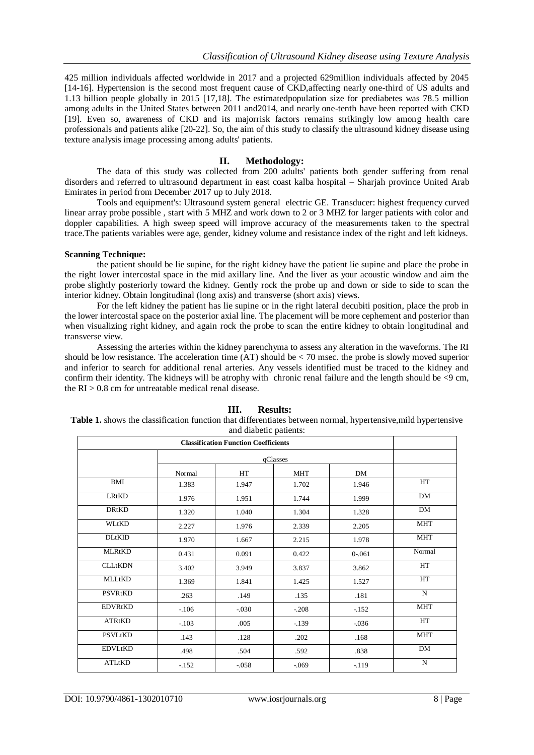425 million individuals affected worldwide in 2017 and a projected 629million individuals affected by 2045 [14-16]. Hypertension is the second most frequent cause of CKD,affecting nearly one-third of US adults and 1.13 billion people globally in 2015 [17,18]. The estimatedpopulation size for prediabetes was 78.5 million among adults in the United States between 2011 and2014, and nearly one-tenth have been reported with CKD [19]. Even so, awareness of CKD and its majorrisk factors remains strikingly low among health care professionals and patients alike [20-22]. So, the aim of this study to classify the ultrasound kidney disease using texture analysis image processing among adults' patients.

## II. Methodology:

The data of this study was collected from 200 adults' patients both gender suffering from renal disorders and referred to ultrasound department in east coast kalba hospital – Sharjah province United Arab Emirates in period from December 2017 up to July 2018.

Tools and equipment's: Ultrasound system general electric GE. Transducer: highest frequency curved linear array probe possible , start with 5 MHZ and work down to 2 or 3 MHZ for larger patients with color and doppler capabilities. A high sweep speed will improve accuracy of the measurements taken to the spectral trace.The patients variables were age, gender, kidney volume and resistance index of the right and left kidneys.

**Scanning Technique:**

the patient should be lie supine, for the right kidney have the patient lie supine and place the probe in the right lower intercostal space in the mid axillary line. And the liver as your acoustic window and aim the probe slightly posteriorly toward the kidney. Gently rock the probe up and down or side to side to scan the interior kidney. Obtain longitudinal (long axis) and transverse (short axis) views.

For the left kidney the patient has lie supine or in the right lateral decubiti position, place the prob in the lower intercostal space on the posterior axial line. The placement will be more cephement and posterior than when visualizing right kidney, and again rock the probe to scan the entire kidney to obtain longitudinal and transverse view.

Assessing the arteries within the kidney parenchyma to assess any alteration in the waveforms. The RI should be low resistance. The acceleration time (AT) should be < 70 msec. the probe is slowly moved superior and inferior to search for additional renal arteries. Any vessels identified must be traced to the kidney and confirm their identity. The kidneys will be atrophy with chronic renal failure and the length should be <9 cm, the RI > 0.8 cm for untreatable medical renal disease.

## III. Results:

**Table 1.** shows the classification function that differentiates between normal, hypertensive,mild hypertensive and diabetic patients:

| Classification Function Coefficients | | | | | |
|---|---|---|---|---|---|
| | qClasses | | | | |
| | Normal | HT | MHT | DM | |
| BMI | 1.383 | 1.947 | 1.702 | 1.946 | HT |
| LRtKD | 1.976 | 1.951 | 1.744 | 1.999 | DM |
| DRtKD | 1.320 | 1.040 | 1.304 | 1.328 | DM |
| WLtKD | 2.227 | 1.976 | 2.339 | 2.205 | MHT |
| DLtKID | 1.970 | 1.667 | 2.215 | 1.978 | MHT |
| MLRtKD | 0.431 | 0.091 | 0.422 | 0-.061 | Normal |
| CLLtKDN | 3.402 | 3.949 | 3.837 | 3.862 | HT |
| MLLtKD | 1.369 | 1.841 | 1.425 | 1.527 | HT |
| PSVRtKD | .263 | .149 | .135 | .181 | N |
| EDVRtKD | -.106 | -.030 | -.208 | -.152 | MHT |
| ATRtKD | -.103 | .005 | -.139 | -.036 | HT |
| PSVLtKD | .143 | .128 | .202 | .168 | MHT |
| EDVLtKD | .498 | .504 | .592 | .838 | DM |
| ATLtKD | -.152 | -.058 | -.069 | -.119 | N |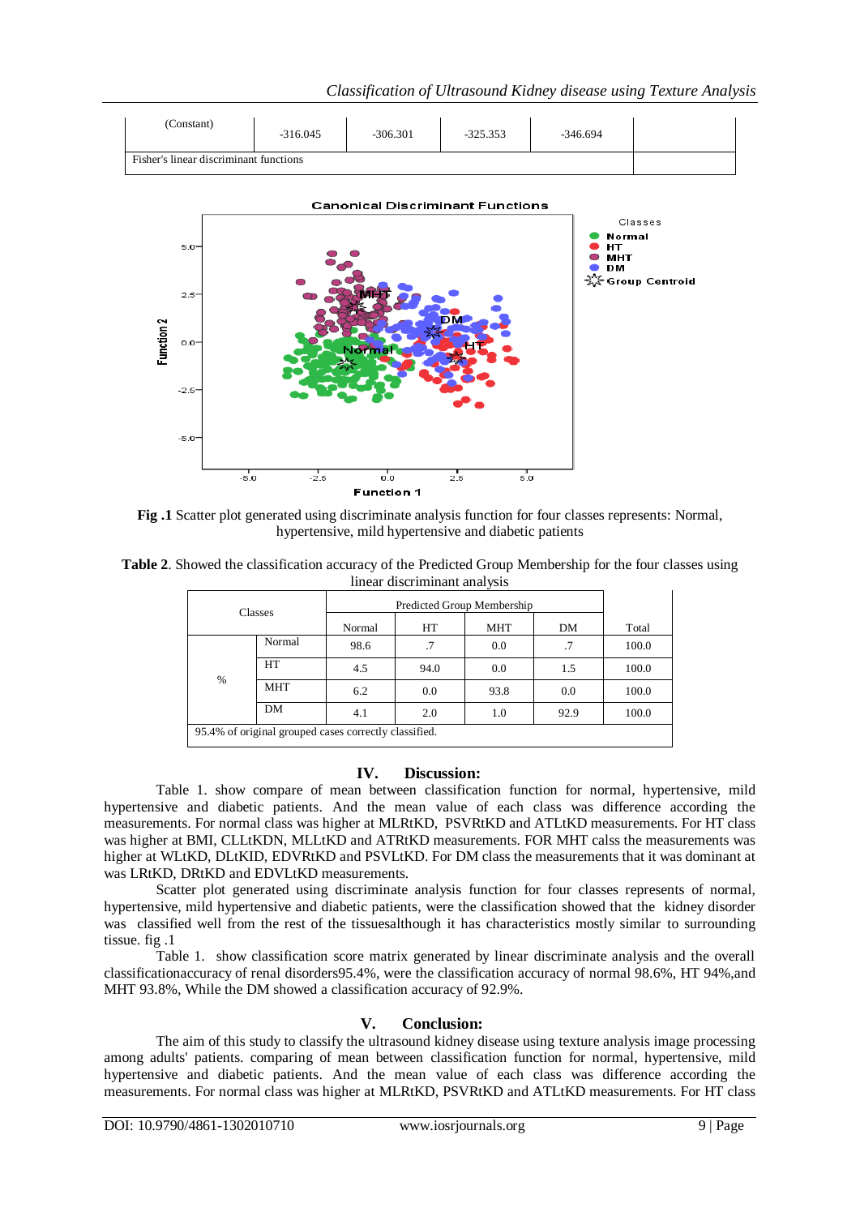| (Constant) | -316.045 | -306.301 | -325.353 | -346.694 | |
|---|---|---|---|---|---|
| Fisher's linear discriminant functions | | | | | |

**Fig .1** Scatter plot generated using discriminate analysis function for four classes represents: Normal, hypertensive, mild hypertensive and diabetic patients

**Table 2**. Showed the classification accuracy of the Predicted Group Membership for the four classes using linear discriminant analysis

| Classes | | Predicted Group Membership | | | | Total |
|---|---|---|---|---|---|---|
| | | Normal | HT | MHT | DM | |
| % | Normal | 98.6 | .7 | 0.0 | .7 | 100.0 |
| | HT | 4.5 | 94.0 | 0.0 | 1.5 | 100.0 |
| | MHT | 6.2 | 0.0 | 93.8 | 0.0 | 100.0 |
| | DM | 4.1 | 2.0 | 1.0 | 92.9 | 100.0 |
| 95.4% of original grouped cases correctly classified. | | | | | | |

## IV. Discussion:

Table 1. show compare of mean between classification function for normal, hypertensive, mild hypertensive and diabetic patients. And the mean value of each class was difference according the measurements. For normal class was higher at MLRtKD, PSVRtKD and ATLtKD measurements. For HT class was higher at BMI, CLLtKDN, MLLtKD and ATRtKD measurements. FOR MHT calss the measurements was higher at WLtKD, DLtKID, EDVRtKD and PSVLtKD. For DM class the measurements that it was dominant at was LRtKD, DRtKD and EDVLtKD measurements.

Scatter plot generated using discriminate analysis function for four classes represents of normal, hypertensive, mild hypertensive and diabetic patients, were the classification showed that the kidney disorder was classified well from the rest of the tissuesalthough it has characteristics mostly similar to surrounding tissue. fig .1

Table 1. show classification score matrix generated by linear discriminate analysis and the overall classificationaccuracy of renal disorders95.4%, were the classification accuracy of normal 98.6%, HT 94%,and MHT 93.8%, While the DM showed a classification accuracy of 92.9%.

## V. Conclusion:

The aim of this study to classify the ultrasound kidney disease using texture analysis image processing among adults' patients. comparing of mean between classification function for normal, hypertensive, mild hypertensive and diabetic patients. And the mean value of each class was difference according the measurements. For normal class was higher at MLRtKD, PSVRtKD and ATLtKD measurements. For HT class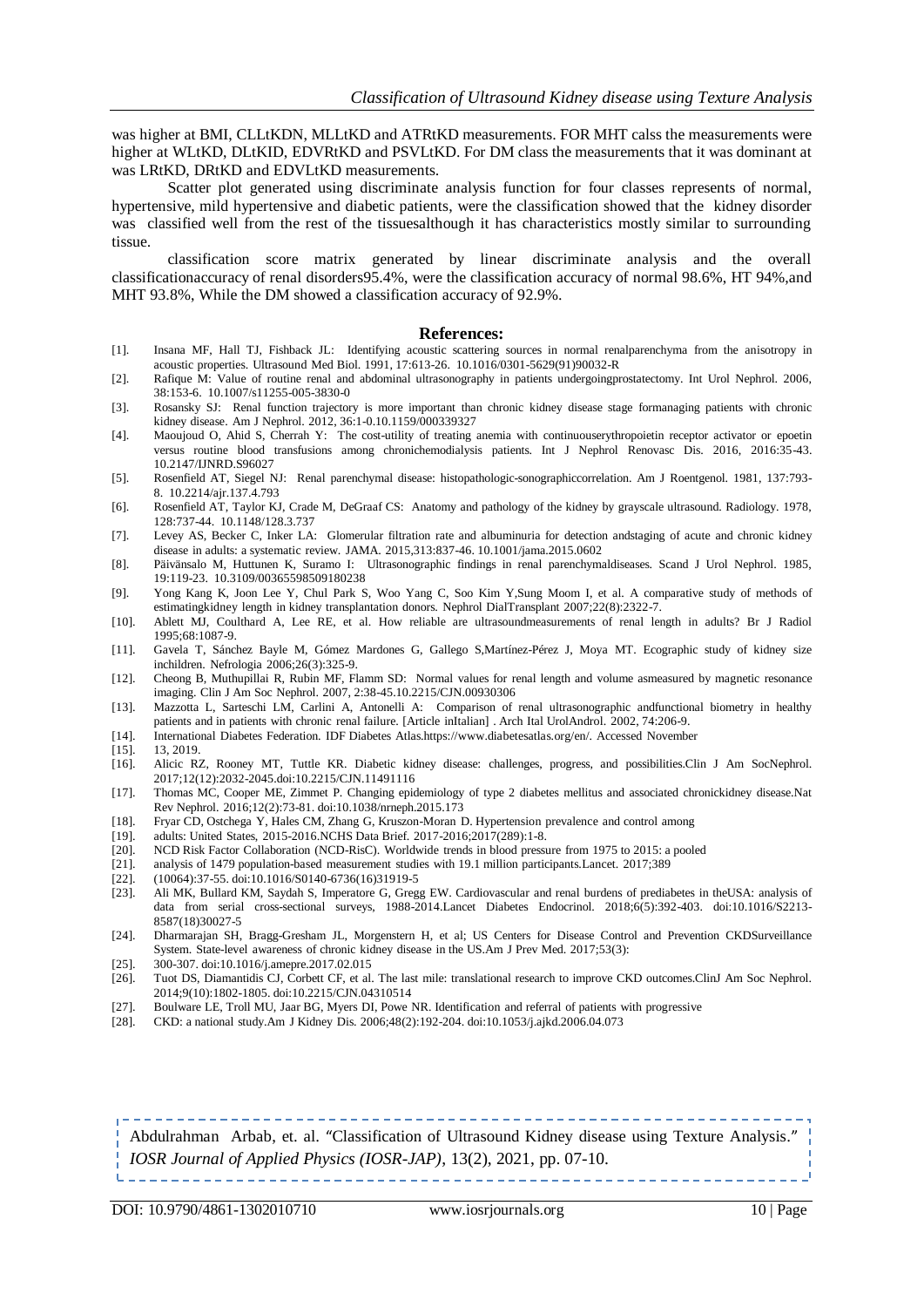was higher at BMI, CLLtKDN, MLLtKD and ATRtKD measurements. FOR MHT calss the measurements were higher at WLtKD, DLtKID, EDVRtKD and PSVLtKD. For DM class the measurements that it was dominant at was LRtKD, DRtKD and EDVLtKD measurements.

Scatter plot generated using discriminate analysis function for four classes represents of normal, hypertensive, mild hypertensive and diabetic patients, were the classification showed that the kidney disorder was classified well from the rest of the tissuesalthough it has characteristics mostly similar to surrounding tissue.

classification score matrix generated by linear discriminate analysis and the overall classificationaccuracy of renal disorders95.4%, were the classification accuracy of normal 98.6%, HT 94%,and MHT 93.8%, While the DM showed a classification accuracy of 92.9%.

## References:

[1]. Insana MF, Hall TJ, Fishback JL: Identifying acoustic scattering sources in normal renalparenchyma from the anisotropy in acoustic properties. Ultrasound Med Biol. 1991, 17:613-26. 10.1016/0301-5629(91)90032-R

[2]. Rafique M: Value of routine renal and abdominal ultrasonography in patients undergoingprostatectomy. Int Urol Nephrol. 2006, 38:153-6. 10.1007/s11255-005-3830-0

[3]. Rosansky SJ: Renal function trajectory is more important than chronic kidney disease stage formanaging patients with chronic kidney disease. Am J Nephrol. 2012, 36:1-0.10.1159/000339327

[4]. Maoujoud O, Ahid S, Cherrah Y: The cost-utility of treating anemia with continuouserythropoietin receptor activator or epoetin versus routine blood transfusions among chronichemodialysis patients. Int J Nephrol Renovasc Dis. 2016, 2016:35-43. 10.2147/IJNRD.S96027

[5]. Rosenfield AT, Siegel NJ: Renal parenchymal disease: histopathologic-sonographiccorrelation. Am J Roentgenol. 1981, 137:793-8. 10.2214/ajr.137.4.793

[6]. Rosenfield AT, Taylor KJ, Crade M, DeGraaf CS: Anatomy and pathology of the kidney by grayscale ultrasound. Radiology. 1978, 128:737-44. 10.1148/128.3.737

[7]. Levey AS, Becker C, Inker LA: Glomerular filtration rate and albuminuria for detection andstaging of acute and chronic kidney disease in adults: a systematic review. JAMA. 2015,313:837-46. 10.1001/jama.2015.0602

[8]. Päivänsalo M, Huttunen K, Suramo I: Ultrasonographic findings in renal parenchymaldiseases. Scand J Urol Nephrol. 1985, 19:119-23. 10.3109/00365598509180238

[9]. Yong Kang K, Joon Lee Y, Chul Park S, Woo Yang C, Soo Kim Y,Sung Moom I, et al. A comparative study of methods of estimatingkidney length in kidney transplantation donors. Nephrol DialTransplant 2007;22(8):2322-7.

[10]. Ablett MJ, Coulthard A, Lee RE, et al. How reliable are ultrasoundmeasurements of renal length in adults? Br J Radiol 1995;68:1087-9.

[11]. Gavela T, Sánchez Bayle M, Gómez Mardones G, Gallego S,Martínez-Pérez J, Moya MT. Ecographic study of kidney size inchildren. Nefrologia 2006;26(3):325-9.

[12]. Cheong B, Muthupillai R, Rubin MF, Flamm SD: Normal values for renal length and volume asmeasured by magnetic resonance imaging. Clin J Am Soc Nephrol. 2007, 2:38-45.10.2215/CJN.00930306

[13]. Mazzotta L, Sarteschi LM, Carlini A, Antonelli A: Comparison of renal ultrasonographic andfunctional biometry in healthy patients and in patients with chronic renal failure. [Article inItalian] . Arch Ital UrolAndrol. 2002, 74:206-9.

[14]. International Diabetes Federation. IDF Diabetes Atlas.https://www.diabetesatlas.org/en/. Accessed November

[15]. 13, 2019.

[16]. Alicic RZ, Rooney MT, Tuttle KR. Diabetic kidney disease: challenges, progress, and possibilities.Clin J Am SocNephrol. 2017;12(12):2032-2045.doi:10.2215/CJN.11491116

[17]. Thomas MC, Cooper ME, Zimmet P. Changing epidemiology of type 2 diabetes mellitus and associated chronickidney disease.Nat Rev Nephrol. 2016;12(2):73-81. doi:10.1038/nrneph.2015.173

[18]. Fryar CD, Ostchega Y, Hales CM, Zhang G, Kruszon-Moran D. Hypertension prevalence and control among

[19]. adults: United States, 2015-2016.NCHS Data Brief. 2017-2016;2017(289):1-8.

[20]. NCD Risk Factor Collaboration (NCD-RisC). Worldwide trends in blood pressure from 1975 to 2015: a pooled

[21]. analysis of 1479 population-based measurement studies with 19.1 million participants.Lancet. 2017;389

[22]. (10064):37-55. doi:10.1016/S0140-6736(16)31919-5

[23]. Ali MK, Bullard KM, Saydah S, Imperatore G, Gregg EW. Cardiovascular and renal burdens of prediabetes in theUSA: analysis of data from serial cross-sectional surveys, 1988-2014.Lancet Diabetes Endocrinol. 2018;6(5):392-403. doi:10.1016/S2213-8587(18)30027-5

[24]. Dharmarajan SH, Bragg-Gresham JL, Morgenstern H, et al; US Centers for Disease Control and Prevention CKDSurveillance System. State-level awareness of chronic kidney disease in the US.Am J Prev Med. 2017;53(3):

[25]. 300-307. doi:10.1016/j.amepre.2017.02.015

[26]. Tuot DS, Diamantidis CJ, Corbett CF, et al. The last mile: translational research to improve CKD outcomes.ClinJ Am Soc Nephrol. 2014;9(10):1802-1805. doi:10.2215/CJN.04310514

[27]. Boulware LE, Troll MU, Jaar BG, Myers DI, Powe NR. Identification and referral of patients with progressive

[28]. CKD: a national study.Am J Kidney Dis. 2006;48(2):192-204. doi:10.1053/j.ajkd.2006.04.073

Abdulrahman Arbab, et. al. "Classification of Ultrasound Kidney disease using Texture Analysis." *IOSR Journal of Applied Physics (IOSR-JAP)*, 13(2), 2021, pp. 07-10.